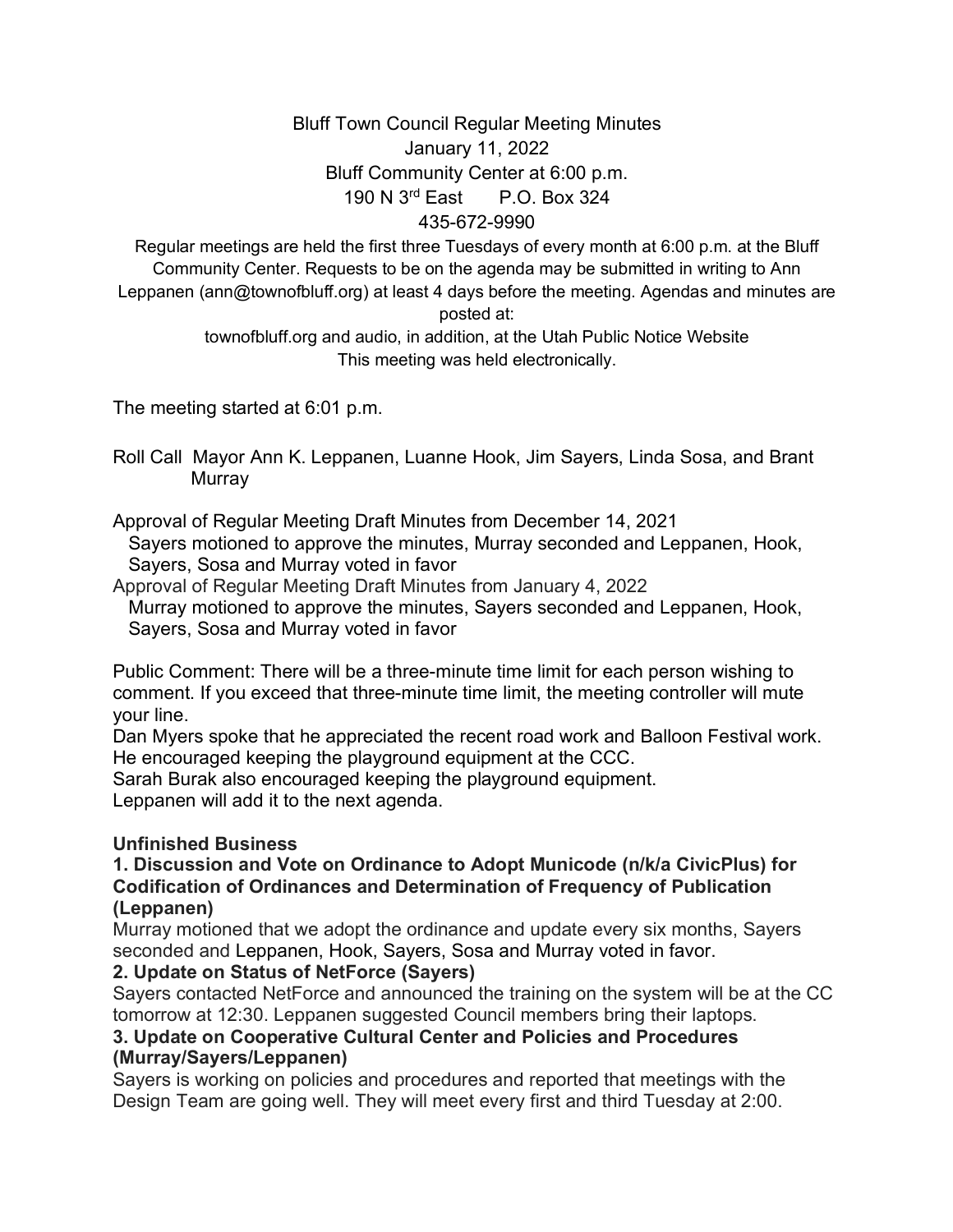# Bluff Town Council Regular Meeting Minutes

January 11, 2022

Bluff Community Center at 6:00 p.m.

190 N 3rd East    P.O. Box 324

435-672-9990

Regular meetings are held the first three Tuesdays of every month at 6:00 p.m. at the Bluff Community Center. Requests to be on the agenda may be submitted in writing to Ann Leppanen (ann@townofbluff.org) at least 4 days before the meeting. Agendas and minutes are posted at:

townofbluff.org and audio, in addition, at the Utah Public Notice Website

This meeting was held electronically.

The meeting started at 6:01 p.m.

Roll Call Mayor Ann K. Leppanen, Luanne Hook, Jim Sayers, Linda Sosa, and Brant Murray

Approval of Regular Meeting Draft Minutes from December 14, 2021
Sayers motioned to approve the minutes, Murray seconded and Leppanen, Hook, Sayers, Sosa and Murray voted in favor

Approval of Regular Meeting Draft Minutes from January 4, 2022
Murray motioned to approve the minutes, Sayers seconded and Leppanen, Hook, Sayers, Sosa and Murray voted in favor

Public Comment: There will be a three-minute time limit for each person wishing to comment. If you exceed that three-minute time limit, the meeting controller will mute your line.

Dan Myers spoke that he appreciated the recent road work and Balloon Festival work. He encouraged keeping the playground equipment at the CCC.

Sarah Burak also encouraged keeping the playground equipment.

Leppanen will add it to the next agenda.

## Unfinished Business

**1. Discussion and Vote on Ordinance to Adopt Municode (n/k/a CivicPlus) for Codification of Ordinances and Determination of Frequency of Publication (Leppanen)**

Murray motioned that we adopt the ordinance and update every six months, Sayers seconded and Leppanen, Hook, Sayers, Sosa and Murray voted in favor.

**2. Update on Status of NetForce (Sayers)**

Sayers contacted NetForce and announced the training on the system will be at the CC tomorrow at 12:30. Leppanen suggested Council members bring their laptops.

**3. Update on Cooperative Cultural Center and Policies and Procedures (Murray/Sayers/Leppanen)**

Sayers is working on policies and procedures and reported that meetings with the Design Team are going well. They will meet every first and third Tuesday at 2:00.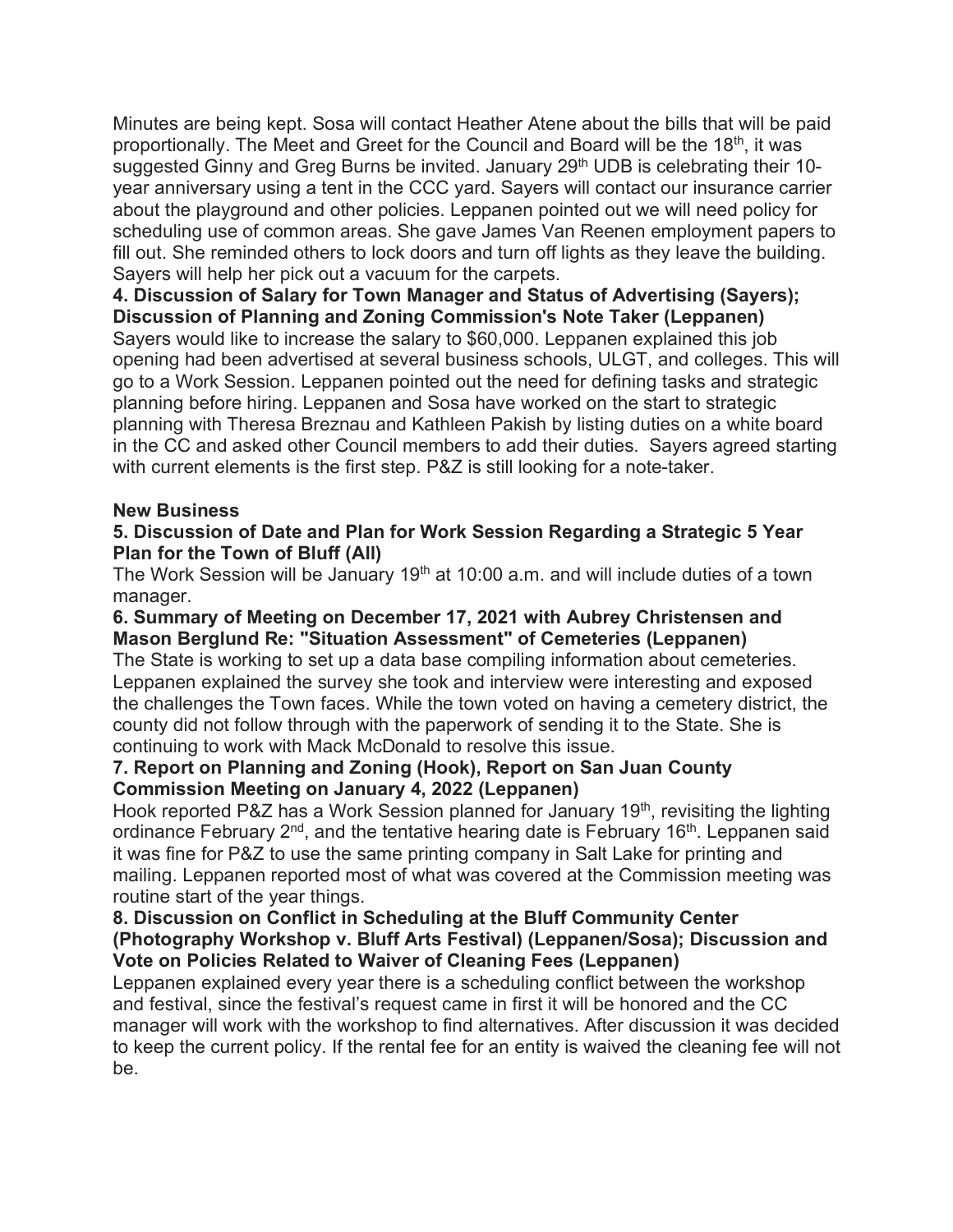Minutes are being kept. Sosa will contact Heather Atene about the bills that will be paid proportionally. The Meet and Greet for the Council and Board will be the 18th, it was suggested Ginny and Greg Burns be invited. January 29th UDB is celebrating their 10-year anniversary using a tent in the CCC yard. Sayers will contact our insurance carrier about the playground and other policies. Leppanen pointed out we will need policy for scheduling use of common areas. She gave James Van Reenen employment papers to fill out. She reminded others to lock doors and turn off lights as they leave the building. Sayers will help her pick out a vacuum for the carpets.

**4. Discussion of Salary for Town Manager and Status of Advertising (Sayers); Discussion of Planning and Zoning Commission's Note Taker (Leppanen)**

Sayers would like to increase the salary to $60,000. Leppanen explained this job opening had been advertised at several business schools, ULGT, and colleges. This will go to a Work Session. Leppanen pointed out the need for defining tasks and strategic planning before hiring. Leppanen and Sosa have worked on the start to strategic planning with Theresa Breznau and Kathleen Pakish by listing duties on a white board in the CC and asked other Council members to add their duties. Sayers agreed starting with current elements is the first step. P&Z is still looking for a note-taker.

**New Business**

**5. Discussion of Date and Plan for Work Session Regarding a Strategic 5 Year Plan for the Town of Bluff (All)**

The Work Session will be January 19th at 10:00 a.m. and will include duties of a town manager.

**6. Summary of Meeting on December 17, 2021 with Aubrey Christensen and Mason Berglund Re: "Situation Assessment" of Cemeteries (Leppanen)**

The State is working to set up a data base compiling information about cemeteries. Leppanen explained the survey she took and interview were interesting and exposed the challenges the Town faces. While the town voted on having a cemetery district, the county did not follow through with the paperwork of sending it to the State. She is continuing to work with Mack McDonald to resolve this issue.

**7. Report on Planning and Zoning (Hook), Report on San Juan County Commission Meeting on January 4, 2022 (Leppanen)**

Hook reported P&Z has a Work Session planned for January 19th, revisiting the lighting ordinance February 2nd, and the tentative hearing date is February 16th. Leppanen said it was fine for P&Z to use the same printing company in Salt Lake for printing and mailing. Leppanen reported most of what was covered at the Commission meeting was routine start of the year things.

**8. Discussion on Conflict in Scheduling at the Bluff Community Center (Photography Workshop v. Bluff Arts Festival) (Leppanen/Sosa); Discussion and Vote on Policies Related to Waiver of Cleaning Fees (Leppanen)**

Leppanen explained every year there is a scheduling conflict between the workshop and festival, since the festival's request came in first it will be honored and the CC manager will work with the workshop to find alternatives. After discussion it was decided to keep the current policy. If the rental fee for an entity is waived the cleaning fee will not be.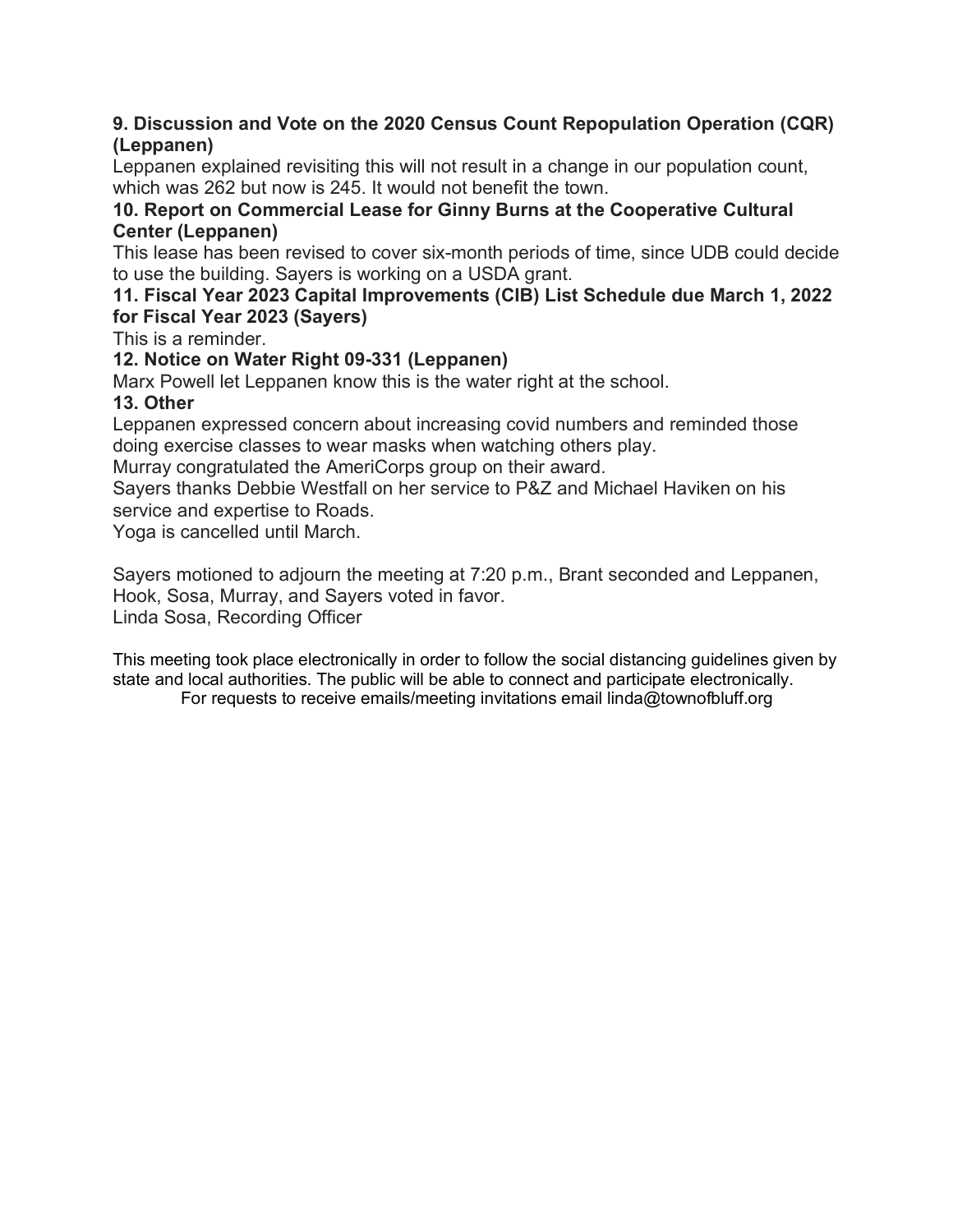**9. Discussion and Vote on the 2020 Census Count Repopulation Operation (CQR) (Leppanen)**

Leppanen explained revisiting this will not result in a change in our population count, which was 262 but now is 245. It would not benefit the town.

**10. Report on Commercial Lease for Ginny Burns at the Cooperative Cultural Center (Leppanen)**

This lease has been revised to cover six-month periods of time, since UDB could decide to use the building. Sayers is working on a USDA grant.

**11. Fiscal Year 2023 Capital Improvements (CIB) List Schedule due March 1, 2022 for Fiscal Year 2023 (Sayers)**

This is a reminder.

**12. Notice on Water Right 09-331 (Leppanen)**

Marx Powell let Leppanen know this is the water right at the school.

**13. Other**

Leppanen expressed concern about increasing covid numbers and reminded those doing exercise classes to wear masks when watching others play.

Murray congratulated the AmeriCorps group on their award.

Sayers thanks Debbie Westfall on her service to P&Z and Michael Haviken on his service and expertise to Roads.

Yoga is cancelled until March.

Sayers motioned to adjourn the meeting at 7:20 p.m., Brant seconded and Leppanen, Hook, Sosa, Murray, and Sayers voted in favor.

Linda Sosa, Recording Officer

This meeting took place electronically in order to follow the social distancing guidelines given by state and local authorities. The public will be able to connect and participate electronically.

For requests to receive emails/meeting invitations email linda@townofbluff.org